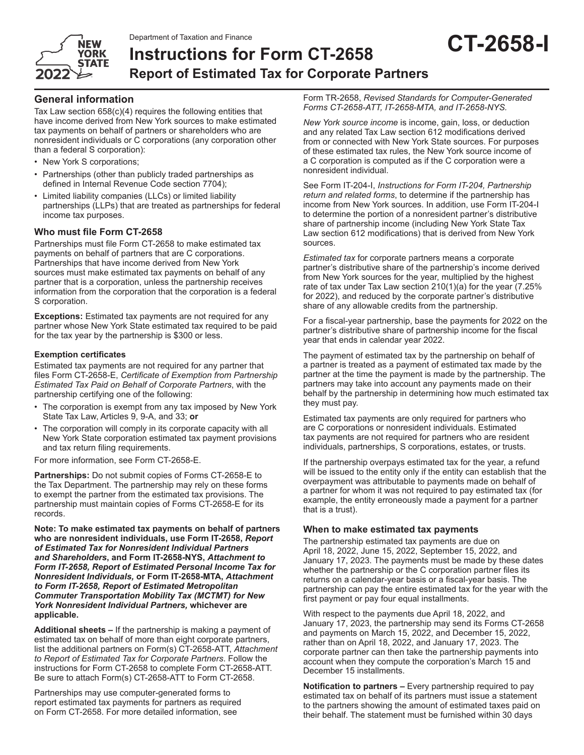Department of Taxation and Finance

# Instructions for Form CT-2658

## Report of Estimated Tax for Corporate Partners

**CT-2658-I**

New York State 2022

## General information

Tax Law section 658(c)(4) requires the following entities that have income derived from New York sources to make estimated tax payments on behalf of partners or shareholders who are nonresident individuals or C corporations (any corporation other than a federal S corporation):

- New York S corporations;
- Partnerships (other than publicly traded partnerships as defined in Internal Revenue Code section 7704);
- Limited liability companies (LLCs) or limited liability partnerships (LLPs) that are treated as partnerships for federal income tax purposes.

### Who must file Form CT-2658

Partnerships must file Form CT-2658 to make estimated tax payments on behalf of partners that are C corporations. Partnerships that have income derived from New York sources must make estimated tax payments on behalf of any partner that is a corporation, unless the partnership receives information from the corporation that the corporation is a federal S corporation.

**Exceptions:** Estimated tax payments are not required for any partner whose New York State estimated tax required to be paid for the tax year by the partnership is $300 or less.

#### Exemption certificates

Estimated tax payments are not required for any partner that files Form CT-2658-E, *Certificate of Exemption from Partnership Estimated Tax Paid on Behalf of Corporate Partners*, with the partnership certifying one of the following:

- The corporation is exempt from any tax imposed by New York State Tax Law, Articles 9, 9-A, and 33; **or**
- The corporation will comply in its corporate capacity with all New York State corporation estimated tax payment provisions and tax return filing requirements.

For more information, see Form CT-2658-E.

**Partnerships:** Do not submit copies of Forms CT-2658-E to the Tax Department. The partnership may rely on these forms to exempt the partner from the estimated tax provisions. The partnership must maintain copies of Forms CT-2658-E for its records.

**Note: To make estimated tax payments on behalf of partners who are nonresident individuals, use Form IT-2658, *Report of Estimated Tax for Nonresident Individual Partners and Shareholders*, and Form IT-2658-NYS, *Attachment to Form IT-2658, Report of Estimated Personal Income Tax for Nonresident Individuals,* or Form IT-2658-MTA, *Attachment to Form IT-2658, Report of Estimated Metropolitan Commuter Transportation Mobility Tax (MCTMT) for New York Nonresident Individual Partners,* whichever are applicable.**

**Additional sheets –** If the partnership is making a payment of estimated tax on behalf of more than eight corporate partners, list the additional partners on Form(s) CT-2658-ATT, *Attachment to Report of Estimated Tax for Corporate Partners*. Follow the instructions for Form CT-2658 to complete Form CT-2658-ATT. Be sure to attach Form(s) CT-2658-ATT to Form CT-2658.

Partnerships may use computer-generated forms to report estimated tax payments for partners as required on Form CT-2658. For more detailed information, see Form TR-2658, *Revised Standards for Computer-Generated Forms CT-2658-ATT, IT-2658-MTA, and IT-2658-NYS.*

*New York source income* is income, gain, loss, or deduction and any related Tax Law section 612 modifications derived from or connected with New York State sources. For purposes of these estimated tax rules, the New York source income of a C corporation is computed as if the C corporation were a nonresident individual.

See Form IT-204-I, *Instructions for Form IT-204, Partnership return and related forms*, to determine if the partnership has income from New York sources. In addition, use Form IT-204-I to determine the portion of a nonresident partner's distributive share of partnership income (including New York State Tax Law section 612 modifications) that is derived from New York sources.

*Estimated tax* for corporate partners means a corporate partner's distributive share of the partnership's income derived from New York sources for the year, multiplied by the highest rate of tax under Tax Law section 210(1)(a) for the year (7.25% for 2022), and reduced by the corporate partner's distributive share of any allowable credits from the partnership.

For a fiscal-year partnership, base the payments for 2022 on the partner's distributive share of partnership income for the fiscal year that ends in calendar year 2022.

The payment of estimated tax by the partnership on behalf of a partner is treated as a payment of estimated tax made by the partner at the time the payment is made by the partnership. The partners may take into account any payments made on their behalf by the partnership in determining how much estimated tax they must pay.

Estimated tax payments are only required for partners who are C corporations or nonresident individuals. Estimated tax payments are not required for partners who are resident individuals, partnerships, S corporations, estates, or trusts.

If the partnership overpays estimated tax for the year, a refund will be issued to the entity only if the entity can establish that the overpayment was attributable to payments made on behalf of a partner for whom it was not required to pay estimated tax (for example, the entity erroneously made a payment for a partner that is a trust).

### When to make estimated tax payments

The partnership estimated tax payments are due on April 18, 2022, June 15, 2022, September 15, 2022, and January 17, 2023. The payments must be made by these dates whether the partnership or the C corporation partner files its returns on a calendar-year basis or a fiscal-year basis. The partnership can pay the entire estimated tax for the year with the first payment or pay four equal installments.

With respect to the payments due April 18, 2022, and January 17, 2023, the partnership may send its Forms CT-2658 and payments on March 15, 2022, and December 15, 2022, rather than on April 18, 2022, and January 17, 2023. The corporate partner can then take the partnership payments into account when they compute the corporation's March 15 and December 15 installments.

**Notification to partners –** Every partnership required to pay estimated tax on behalf of its partners must issue a statement to the partners showing the amount of estimated taxes paid on their behalf. The statement must be furnished within 30 days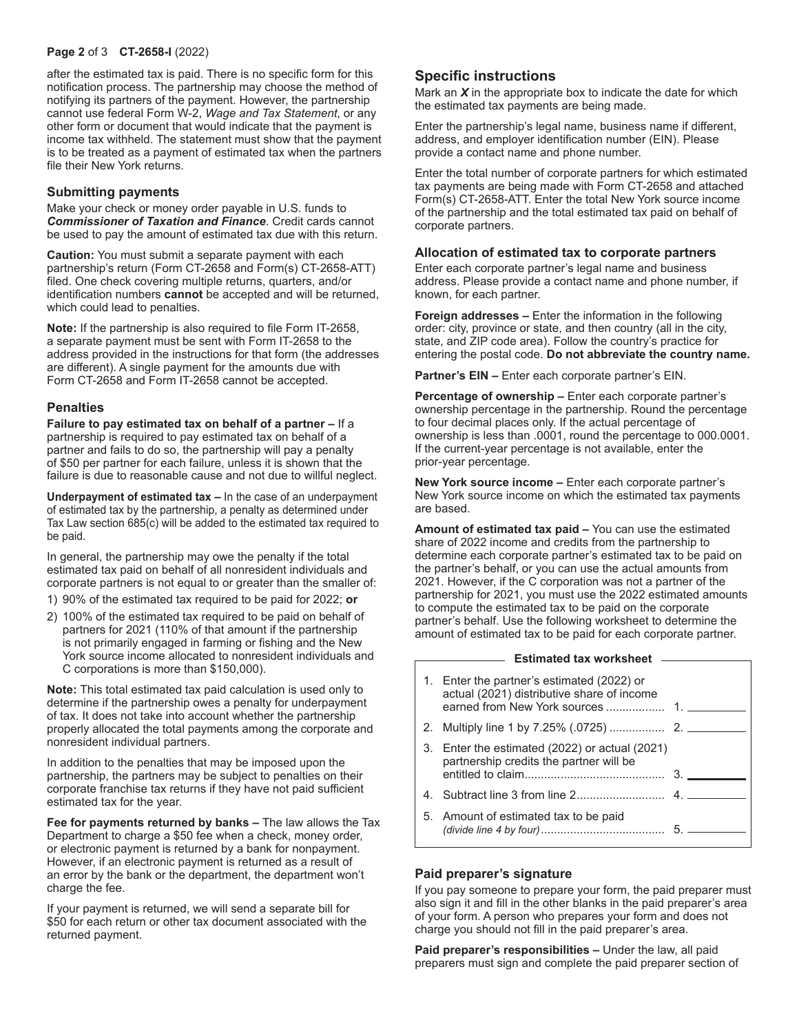after the estimated tax is paid. There is no specific form for this notification process. The partnership may choose the method of notifying its partners of the payment. However, the partnership cannot use federal Form W-2, *Wage and Tax Statement*, or any other form or document that would indicate that the payment is income tax withheld. The statement must show that the payment is to be treated as a payment of estimated tax when the partners file their New York returns.

### Submitting payments

Make your check or money order payable in U.S. funds to ***Commissioner of Taxation and Finance***. Credit cards cannot be used to pay the amount of estimated tax due with this return.

**Caution:** You must submit a separate payment with each partnership's return (Form CT-2658 and Form(s) CT-2658-ATT) filed. One check covering multiple returns, quarters, and/or identification numbers **cannot** be accepted and will be returned, which could lead to penalties.

**Note:** If the partnership is also required to file Form IT-2658, a separate payment must be sent with Form IT-2658 to the address provided in the instructions for that form (the addresses are different). A single payment for the amounts due with Form CT-2658 and Form IT-2658 cannot be accepted.

### Penalties

**Failure to pay estimated tax on behalf of a partner –** If a partnership is required to pay estimated tax on behalf of a partner and fails to do so, the partnership will pay a penalty of $50 per partner for each failure, unless it is shown that the failure is due to reasonable cause and not due to willful neglect.

**Underpayment of estimated tax –** In the case of an underpayment of estimated tax by the partnership, a penalty as determined under Tax Law section 685(c) will be added to the estimated tax required to be paid.

In general, the partnership may owe the penalty if the total estimated tax paid on behalf of all nonresident individuals and corporate partners is not equal to or greater than the smaller of:

1) 90% of the estimated tax required to be paid for 2022; **or**
2) 100% of the estimated tax required to be paid on behalf of partners for 2021 (110% of that amount if the partnership is not primarily engaged in farming or fishing and the New York source income allocated to nonresident individuals and C corporations is more than $150,000).

**Note:** This total estimated tax paid calculation is used only to determine if the partnership owes a penalty for underpayment of tax. It does not take into account whether the partnership properly allocated the total payments among the corporate and nonresident individual partners.

In addition to the penalties that may be imposed upon the partnership, the partners may be subject to penalties on their corporate franchise tax returns if they have not paid sufficient estimated tax for the year.

**Fee for payments returned by banks –** The law allows the Tax Department to charge a $50 fee when a check, money order, or electronic payment is returned by a bank for nonpayment. However, if an electronic payment is returned as a result of an error by the bank or the department, the department won't charge the fee.

If your payment is returned, we will send a separate bill for $50 for each return or other tax document associated with the returned payment.

## Specific instructions

Mark an ***X*** in the appropriate box to indicate the date for which the estimated tax payments are being made.

Enter the partnership's legal name, business name if different, address, and employer identification number (EIN). Please provide a contact name and phone number.

Enter the total number of corporate partners for which estimated tax payments are being made with Form CT-2658 and attached Form(s) CT-2658-ATT. Enter the total New York source income of the partnership and the total estimated tax paid on behalf of corporate partners.

### Allocation of estimated tax to corporate partners

Enter each corporate partner's legal name and business address. Please provide a contact name and phone number, if known, for each partner.

**Foreign addresses –** Enter the information in the following order: city, province or state, and then country (all in the city, state, and ZIP code area). Follow the country's practice for entering the postal code. **Do not abbreviate the country name.**

**Partner's EIN –** Enter each corporate partner's EIN.

**Percentage of ownership –** Enter each corporate partner's ownership percentage in the partnership. Round the percentage to four decimal places only. If the actual percentage of ownership is less than .0001, round the percentage to 000.0001. If the current-year percentage is not available, enter the prior-year percentage.

**New York source income –** Enter each corporate partner's New York source income on which the estimated tax payments are based.

**Amount of estimated tax paid –** You can use the estimated share of 2022 income and credits from the partnership to determine each corporate partner's estimated tax to be paid on the partner's behalf, or you can use the actual amounts from 2021. However, if the C corporation was not a partner of the partnership for 2021, you must use the 2022 estimated amounts to compute the estimated tax to be paid on the corporate partner's behalf. Use the following worksheet to determine the amount of estimated tax to be paid for each corporate partner.

**Estimated tax worksheet**

| | | | |
|---|---|---|---|
| 1. | Enter the partner's estimated (2022) or actual (2021) distributive share of income earned from New York sources | 1. | |
| 2. | Multiply line 1 by 7.25% (.0725) | 2. | |
| 3. | Enter the estimated (2022) or actual (2021) partnership credits the partner will be entitled to claim | 3. | |
| 4. | Subtract line 3 from line 2 | 4. | |
| 5. | Amount of estimated tax to be paid *(divide line 4 by four)* | 5. | |

### Paid preparer's signature

If you pay someone to prepare your form, the paid preparer must also sign it and fill in the other blanks in the paid preparer's area of your form. A person who prepares your form and does not charge you should not fill in the paid preparer's area.

**Paid preparer's responsibilities –** Under the law, all paid preparers must sign and complete the paid preparer section of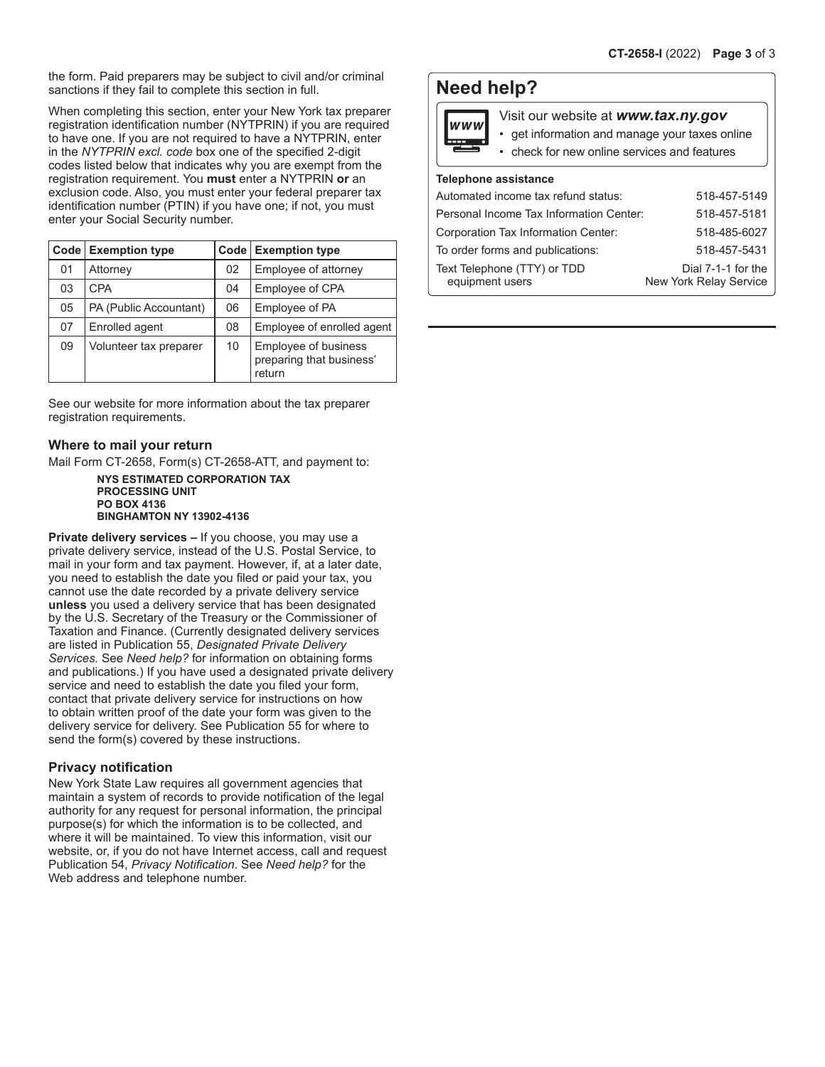the form. Paid preparers may be subject to civil and/or criminal sanctions if they fail to complete this section in full.

When completing this section, enter your New York tax preparer registration identification number (NYTPRIN) if you are required to have one. If you are not required to have a NYTPRIN, enter in the *NYTPRIN excl. code* box one of the specified 2-digit codes listed below that indicates why you are exempt from the registration requirement. You **must** enter a NYTPRIN **or** an exclusion code. Also, you must enter your federal preparer tax identification number (PTIN) if you have one; if not, you must enter your Social Security number.

| Code | Exemption type | Code | Exemption type |
|---|---|---|---|
| 01 | Attorney | 02 | Employee of attorney |
| 03 | CPA | 04 | Employee of CPA |
| 05 | PA (Public Accountant) | 06 | Employee of PA |
| 07 | Enrolled agent | 08 | Employee of enrolled agent |
| 09 | Volunteer tax preparer | 10 | Employee of business preparing that business' return |

See our website for more information about the tax preparer registration requirements.

### Where to mail your return

Mail Form CT-2658, Form(s) CT-2658-ATT, and payment to:

**NYS ESTIMATED CORPORATION TAX**
**PROCESSING UNIT**
**PO BOX 4136**
**BINGHAMTON NY 13902-4136**

**Private delivery services –** If you choose, you may use a private delivery service, instead of the U.S. Postal Service, to mail in your form and tax payment. However, if, at a later date, you need to establish the date you filed or paid your tax, you cannot use the date recorded by a private delivery service **unless** you used a delivery service that has been designated by the U.S. Secretary of the Treasury or the Commissioner of Taxation and Finance. (Currently designated delivery services are listed in Publication 55, *Designated Private Delivery Services.* See *Need help?* for information on obtaining forms and publications.) If you have used a designated private delivery service and need to establish the date you filed your form, contact that private delivery service for instructions on how to obtain written proof of the date your form was given to the delivery service for delivery. See Publication 55 for where to send the form(s) covered by these instructions.

### Privacy notification

New York State Law requires all government agencies that maintain a system of records to provide notification of the legal authority for any request for personal information, the principal purpose(s) for which the information is to be collected, and where it will be maintained. To view this information, visit our website, or, if you do not have Internet access, call and request Publication 54, *Privacy Notification*. See *Need help?* for the Web address and telephone number.

## Need help?

Visit our website at ***www.tax.ny.gov***

- get information and manage your taxes online
- check for new online services and features

**Telephone assistance**

| | |
|---|---|
| Automated income tax refund status: | 518-457-5149 |
| Personal Income Tax Information Center: | 518-457-5181 |
| Corporation Tax Information Center: | 518-485-6027 |
| To order forms and publications: | 518-457-5431 |
| Text Telephone (TTY) or TDD equipment users | Dial 7-1-1 for the New York Relay Service |